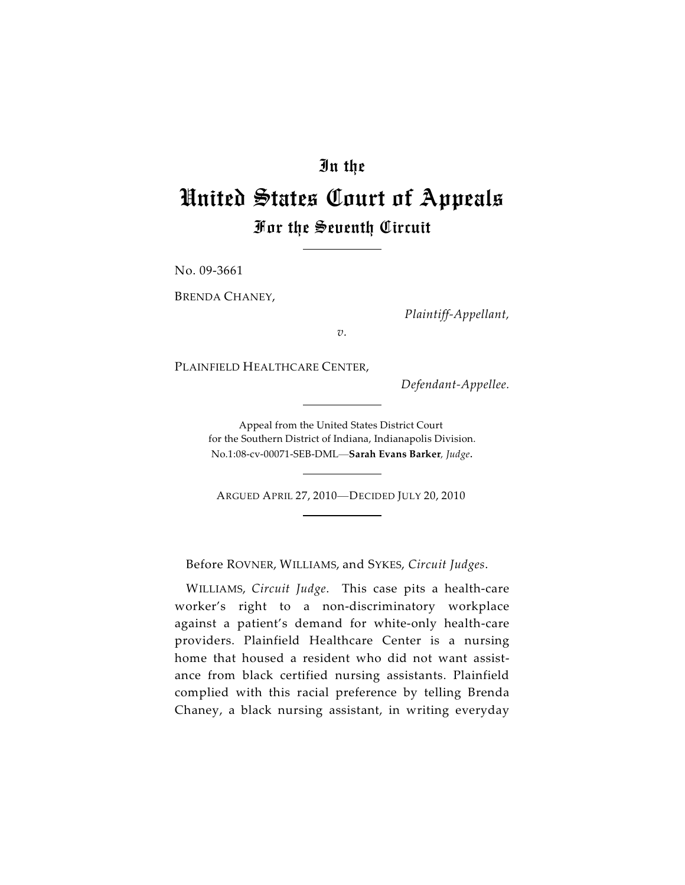# In the

# United States Court of Appeals

## For the Seventh Circuit

No. 09-3661

BRENDA CHANEY,

*Plaintiff-Appellant,*

*v.*

PLAINFIELD HEALTHCARE CENTER,

*Defendant-Appellee.*

Appeal from the United States District Court
for the Southern District of Indiana, Indianapolis Division.
No.1:08-cv-00071-SEB-DML—**Sarah Evans Barker**, *Judge*.

ARGUED APRIL 27, 2010—DECIDED JULY 20, 2010

Before ROVNER, WILLIAMS, and SYKES, *Circuit Judges*.

WILLIAMS, *Circuit Judge*. This case pits a health-care worker's right to a non-discriminatory workplace against a patient's demand for white-only health-care providers. Plainfield Healthcare Center is a nursing home that housed a resident who did not want assistance from black certified nursing assistants. Plainfield complied with this racial preference by telling Brenda Chaney, a black nursing assistant, in writing everyday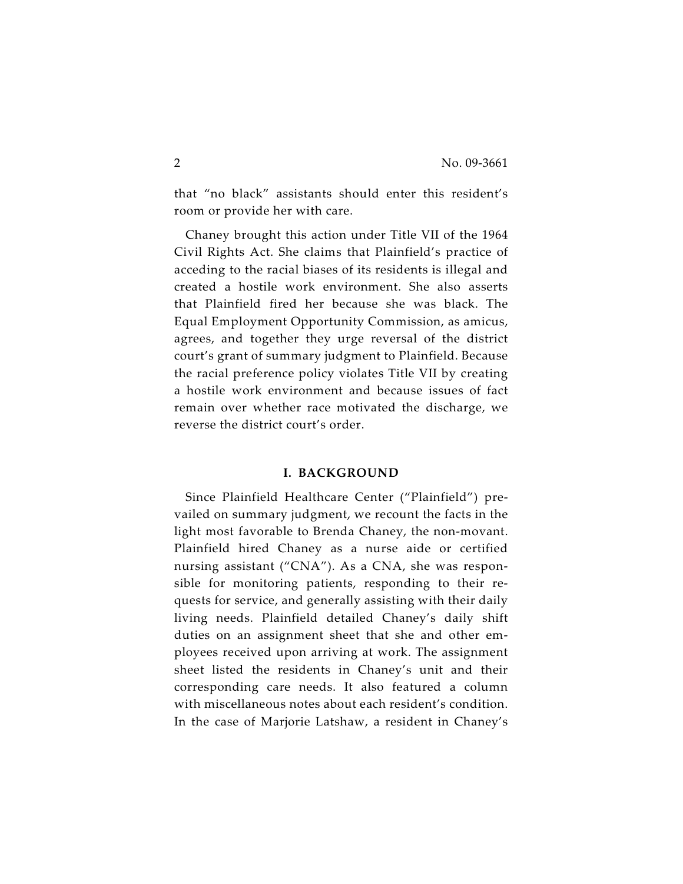that “no black” assistants should enter this resident’s room or provide her with care.

Chaney brought this action under Title VII of the 1964 Civil Rights Act. She claims that Plainfield’s practice of acceding to the racial biases of its residents is illegal and created a hostile work environment. She also asserts that Plainfield fired her because she was black. The Equal Employment Opportunity Commission, as amicus, agrees, and together they urge reversal of the district court’s grant of summary judgment to Plainfield. Because the racial preference policy violates Title VII by creating a hostile work environment and because issues of fact remain over whether race motivated the discharge, we reverse the district court’s order.

## I. BACKGROUND

Since Plainfield Healthcare Center (“Plainfield”) prevailed on summary judgment, we recount the facts in the light most favorable to Brenda Chaney, the non-movant. Plainfield hired Chaney as a nurse aide or certified nursing assistant (“CNA”). As a CNA, she was responsible for monitoring patients, responding to their requests for service, and generally assisting with their daily living needs. Plainfield detailed Chaney’s daily shift duties on an assignment sheet that she and other employees received upon arriving at work. The assignment sheet listed the residents in Chaney’s unit and their corresponding care needs. It also featured a column with miscellaneous notes about each resident’s condition. In the case of Marjorie Latshaw, a resident in Chaney’s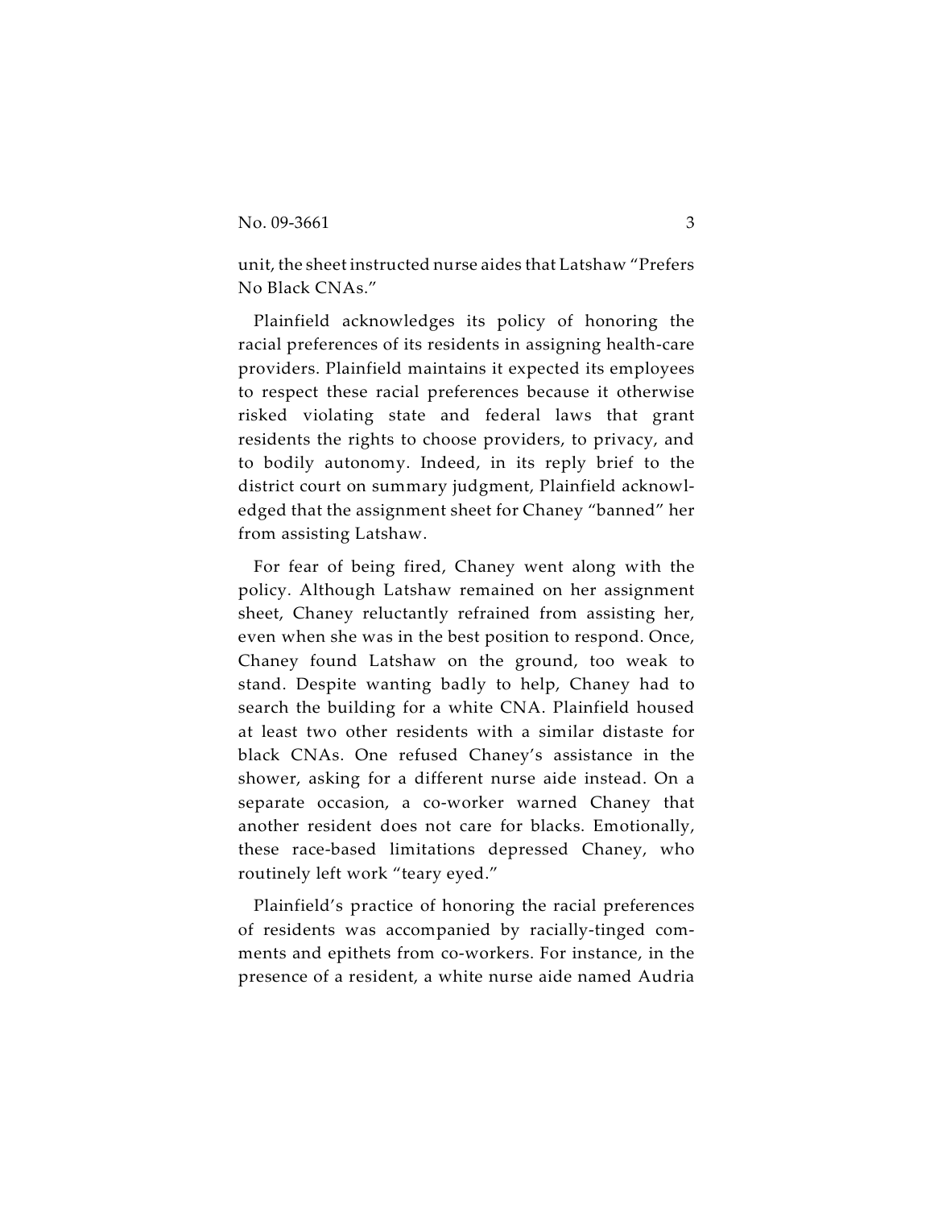unit, the sheet instructed nurse aides that Latshaw "Prefers No Black CNAs."

Plainfield acknowledges its policy of honoring the racial preferences of its residents in assigning health-care providers. Plainfield maintains it expected its employees to respect these racial preferences because it otherwise risked violating state and federal laws that grant residents the rights to choose providers, to privacy, and to bodily autonomy. Indeed, in its reply brief to the district court on summary judgment, Plainfield acknowledged that the assignment sheet for Chaney "banned" her from assisting Latshaw.

For fear of being fired, Chaney went along with the policy. Although Latshaw remained on her assignment sheet, Chaney reluctantly refrained from assisting her, even when she was in the best position to respond. Once, Chaney found Latshaw on the ground, too weak to stand. Despite wanting badly to help, Chaney had to search the building for a white CNA. Plainfield housed at least two other residents with a similar distaste for black CNAs. One refused Chaney's assistance in the shower, asking for a different nurse aide instead. On a separate occasion, a co-worker warned Chaney that another resident does not care for blacks. Emotionally, these race-based limitations depressed Chaney, who routinely left work "teary eyed."

Plainfield's practice of honoring the racial preferences of residents was accompanied by racially-tinged comments and epithets from co-workers. For instance, in the presence of a resident, a white nurse aide named Audria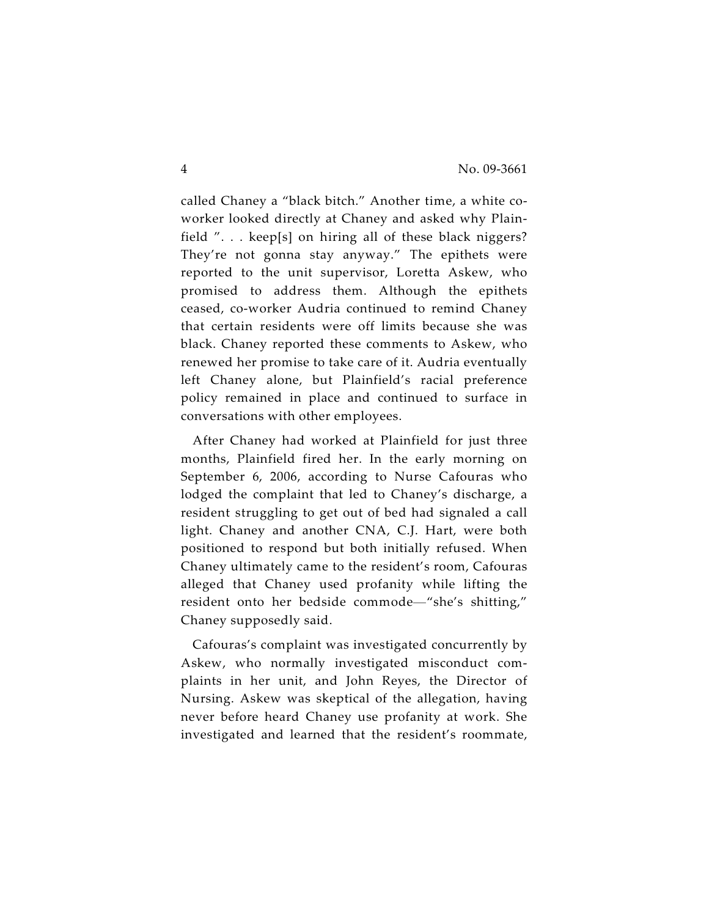called Chaney a "black bitch." Another time, a white co-worker looked directly at Chaney and asked why Plainfield ". . . keep[s] on hiring all of these black niggers? They're not gonna stay anyway." The epithets were reported to the unit supervisor, Loretta Askew, who promised to address them. Although the epithets ceased, co-worker Audria continued to remind Chaney that certain residents were off limits because she was black. Chaney reported these comments to Askew, who renewed her promise to take care of it. Audria eventually left Chaney alone, but Plainfield's racial preference policy remained in place and continued to surface in conversations with other employees.

After Chaney had worked at Plainfield for just three months, Plainfield fired her. In the early morning on September 6, 2006, according to Nurse Cafouras who lodged the complaint that led to Chaney's discharge, a resident struggling to get out of bed had signaled a call light. Chaney and another CNA, C.J. Hart, were both positioned to respond but both initially refused. When Chaney ultimately came to the resident's room, Cafouras alleged that Chaney used profanity while lifting the resident onto her bedside commode—"she's shitting," Chaney supposedly said.

Cafouras's complaint was investigated concurrently by Askew, who normally investigated misconduct complaints in her unit, and John Reyes, the Director of Nursing. Askew was skeptical of the allegation, having never before heard Chaney use profanity at work. She investigated and learned that the resident's roommate,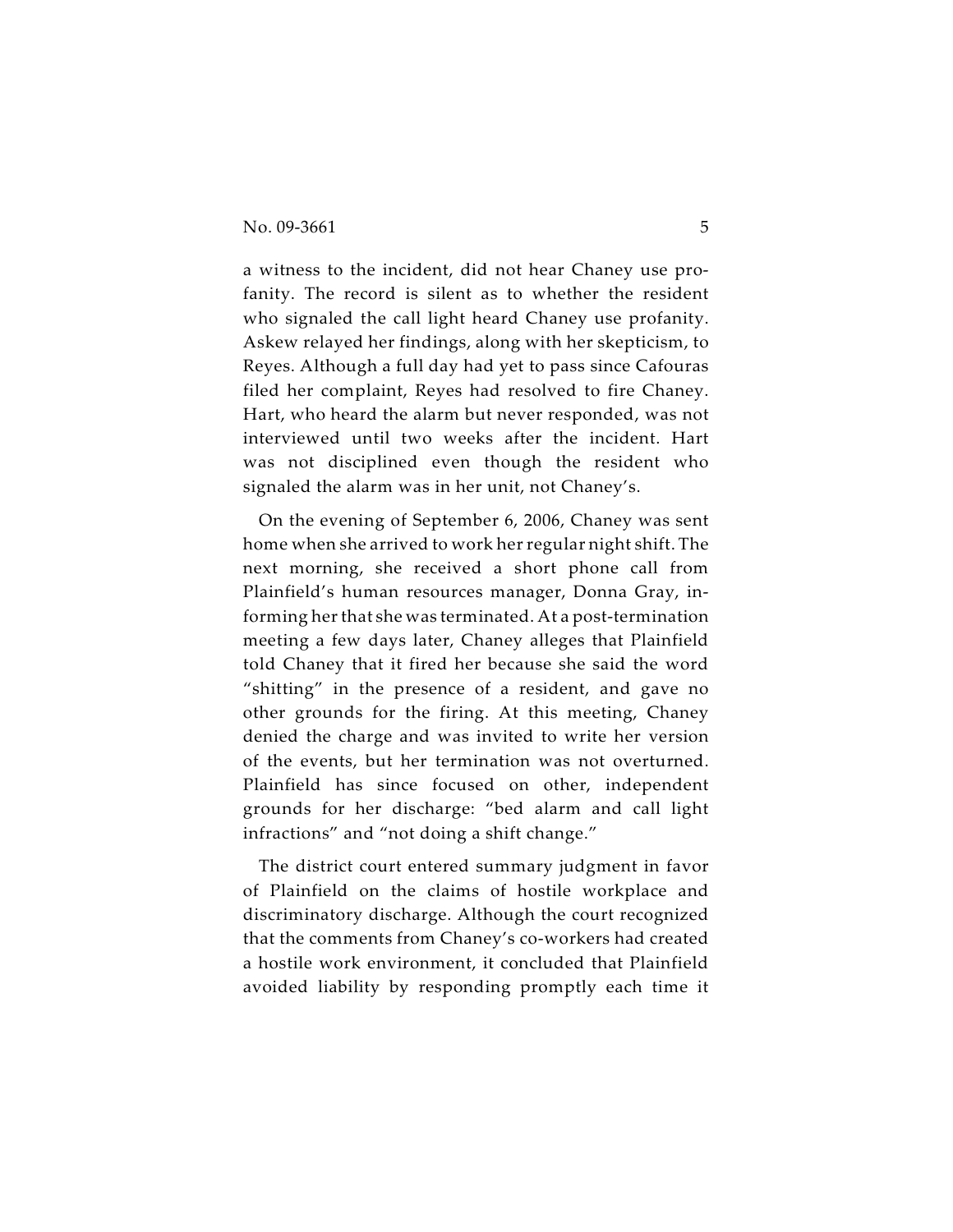a witness to the incident, did not hear Chaney use profanity. The record is silent as to whether the resident who signaled the call light heard Chaney use profanity. Askew relayed her findings, along with her skepticism, to Reyes. Although a full day had yet to pass since Cafouras filed her complaint, Reyes had resolved to fire Chaney. Hart, who heard the alarm but never responded, was not interviewed until two weeks after the incident. Hart was not disciplined even though the resident who signaled the alarm was in her unit, not Chaney's.

On the evening of September 6, 2006, Chaney was sent home when she arrived to work her regular night shift. The next morning, she received a short phone call from Plainfield's human resources manager, Donna Gray, informing her that she was terminated. At a post-termination meeting a few days later, Chaney alleges that Plainfield told Chaney that it fired her because she said the word "shitting" in the presence of a resident, and gave no other grounds for the firing. At this meeting, Chaney denied the charge and was invited to write her version of the events, but her termination was not overturned. Plainfield has since focused on other, independent grounds for her discharge: "bed alarm and call light infractions" and "not doing a shift change."

The district court entered summary judgment in favor of Plainfield on the claims of hostile workplace and discriminatory discharge. Although the court recognized that the comments from Chaney's co-workers had created a hostile work environment, it concluded that Plainfield avoided liability by responding promptly each time it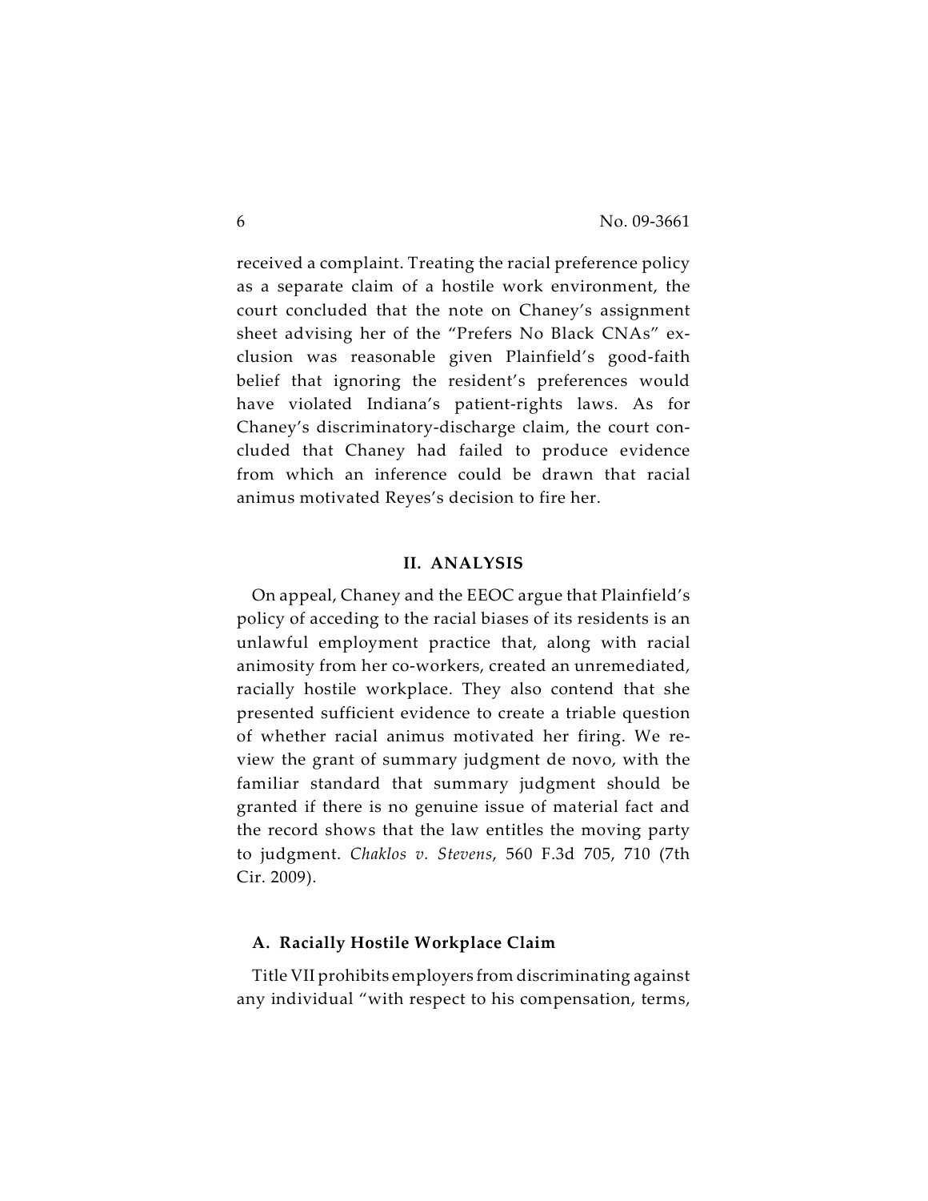received a complaint. Treating the racial preference policy as a separate claim of a hostile work environment, the court concluded that the note on Chaney's assignment sheet advising her of the "Prefers No Black CNAs" exclusion was reasonable given Plainfield's good-faith belief that ignoring the resident's preferences would have violated Indiana's patient-rights laws. As for Chaney's discriminatory-discharge claim, the court concluded that Chaney had failed to produce evidence from which an inference could be drawn that racial animus motivated Reyes's decision to fire her.

## II. ANALYSIS

On appeal, Chaney and the EEOC argue that Plainfield's policy of acceding to the racial biases of its residents is an unlawful employment practice that, along with racial animosity from her co-workers, created an unremediated, racially hostile workplace. They also contend that she presented sufficient evidence to create a triable question of whether racial animus motivated her firing. We review the grant of summary judgment de novo, with the familiar standard that summary judgment should be granted if there is no genuine issue of material fact and the record shows that the law entitles the moving party to judgment. *Chaklos v. Stevens*, 560 F.3d 705, 710 (7th Cir. 2009).

### A. Racially Hostile Workplace Claim

Title VII prohibits employers from discriminating against any individual "with respect to his compensation, terms,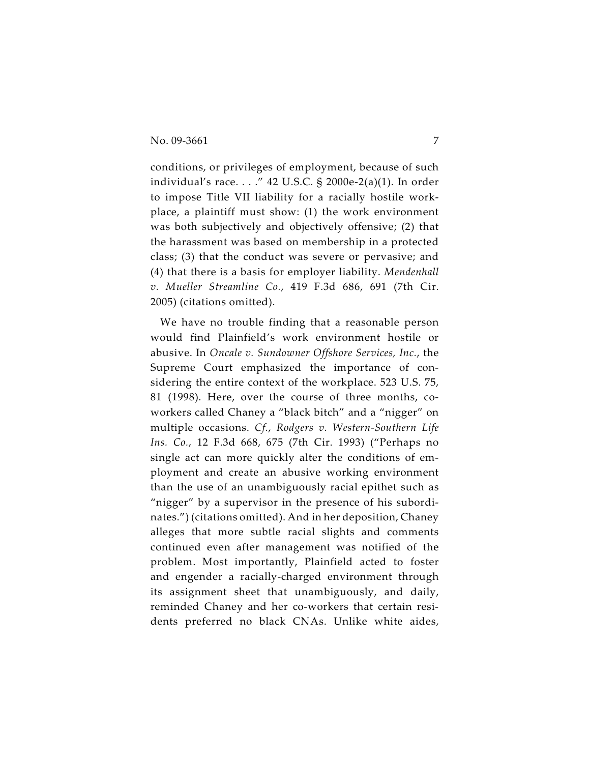conditions, or privileges of employment, because of such individual's race. . . ." 42 U.S.C. § 2000e-2(a)(1). In order to impose Title VII liability for a racially hostile workplace, a plaintiff must show: (1) the work environment was both subjectively and objectively offensive; (2) that the harassment was based on membership in a protected class; (3) that the conduct was severe or pervasive; and (4) that there is a basis for employer liability. *Mendenhall v. Mueller Streamline Co.*, 419 F.3d 686, 691 (7th Cir. 2005) (citations omitted).

We have no trouble finding that a reasonable person would find Plainfield's work environment hostile or abusive. In *Oncale v. Sundowner Offshore Services, Inc.*, the Supreme Court emphasized the importance of considering the entire context of the workplace. 523 U.S. 75, 81 (1998). Here, over the course of three months, co-workers called Chaney a "black bitch" and a "nigger" on multiple occasions. *Cf.*, *Rodgers v. Western-Southern Life Ins. Co.*, 12 F.3d 668, 675 (7th Cir. 1993) ("Perhaps no single act can more quickly alter the conditions of employment and create an abusive working environment than the use of an unambiguously racial epithet such as "nigger" by a supervisor in the presence of his subordinates.") (citations omitted). And in her deposition, Chaney alleges that more subtle racial slights and comments continued even after management was notified of the problem. Most importantly, Plainfield acted to foster and engender a racially-charged environment through its assignment sheet that unambiguously, and daily, reminded Chaney and her co-workers that certain residents preferred no black CNAs. Unlike white aides,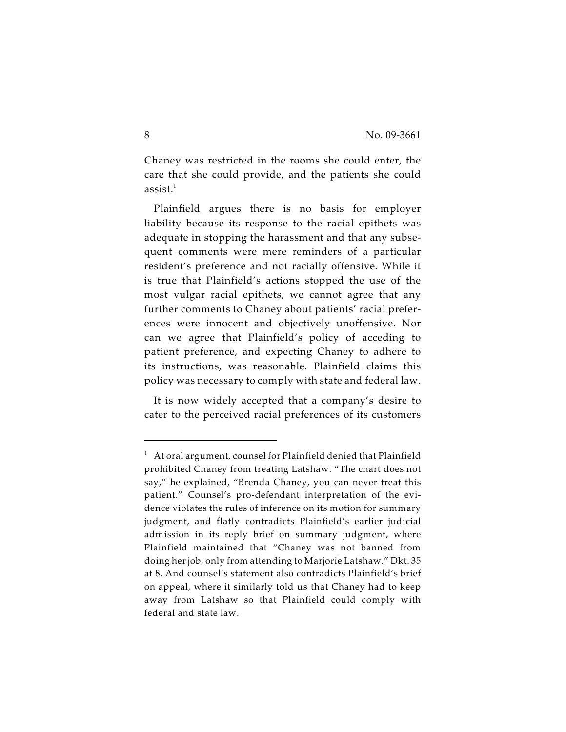Chaney was restricted in the rooms she could enter, the care that she could provide, and the patients she could assist.[1]

Plainfield argues there is no basis for employer liability because its response to the racial epithets was adequate in stopping the harassment and that any subsequent comments were mere reminders of a particular resident's preference and not racially offensive. While it is true that Plainfield's actions stopped the use of the most vulgar racial epithets, we cannot agree that any further comments to Chaney about patients' racial preferences were innocent and objectively unoffensive. Nor can we agree that Plainfield's policy of acceding to patient preference, and expecting Chaney to adhere to its instructions, was reasonable. Plainfield claims this policy was necessary to comply with state and federal law.

It is now widely accepted that a company's desire to cater to the perceived racial preferences of its customers

---

[1] At oral argument, counsel for Plainfield denied that Plainfield prohibited Chaney from treating Latshaw. "The chart does not say," he explained, "Brenda Chaney, you can never treat this patient." Counsel's pro-defendant interpretation of the evidence violates the rules of inference on its motion for summary judgment, and flatly contradicts Plainfield's earlier judicial admission in its reply brief on summary judgment, where Plainfield maintained that "Chaney was not banned from doing her job, only from attending to Marjorie Latshaw." Dkt. 35 at 8. And counsel's statement also contradicts Plainfield's brief on appeal, where it similarly told us that Chaney had to keep away from Latshaw so that Plainfield could comply with federal and state law.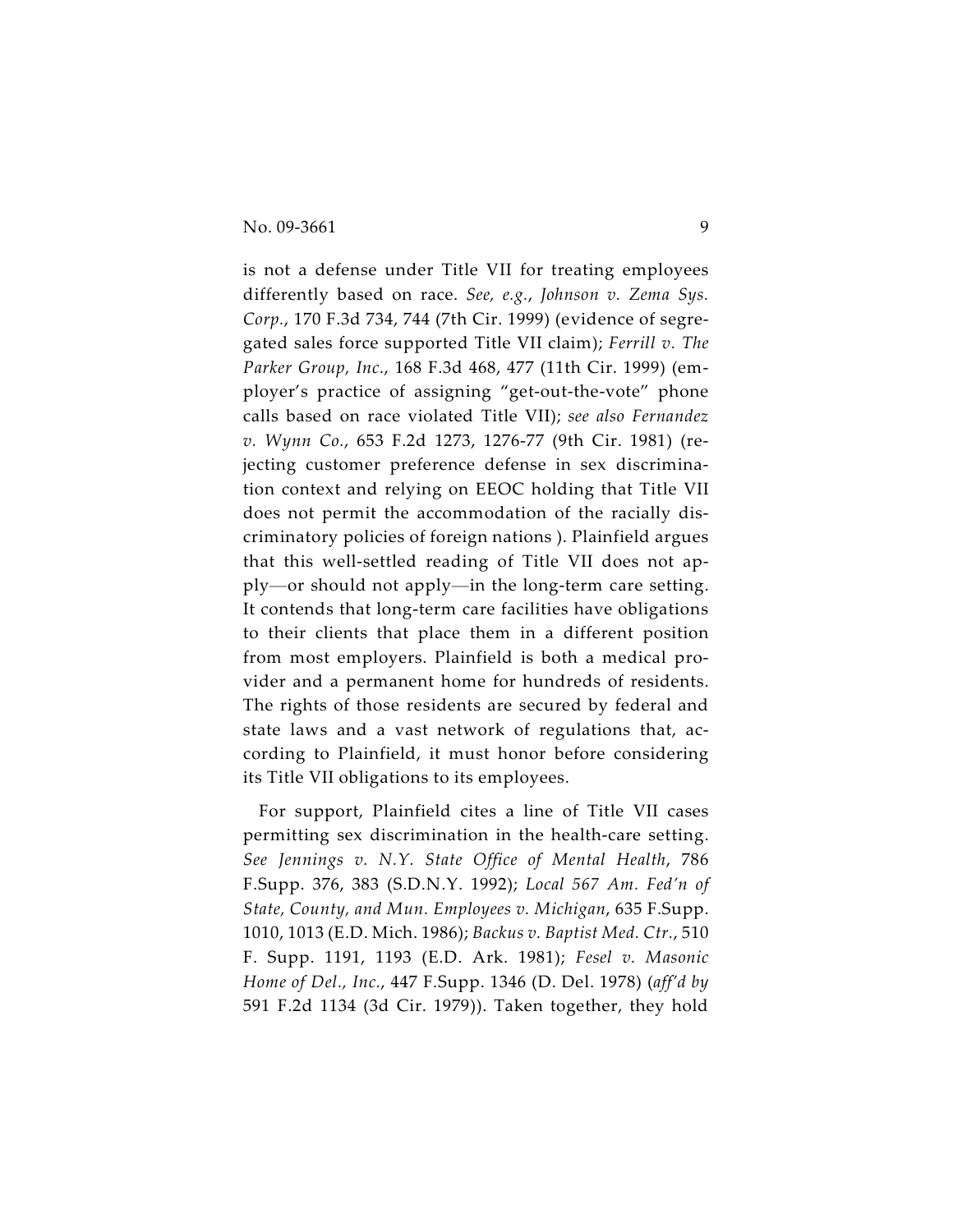is not a defense under Title VII for treating employees differently based on race. *See, e.g.*, *Johnson v. Zema Sys. Corp.*, 170 F.3d 734, 744 (7th Cir. 1999) (evidence of segregated sales force supported Title VII claim); *Ferrill v. The Parker Group, Inc.*, 168 F.3d 468, 477 (11th Cir. 1999) (employer's practice of assigning "get-out-the-vote" phone calls based on race violated Title VII); *see also Fernandez v. Wynn Co.*, 653 F.2d 1273, 1276-77 (9th Cir. 1981) (rejecting customer preference defense in sex discrimination context and relying on EEOC holding that Title VII does not permit the accommodation of the racially discriminatory policies of foreign nations ). Plainfield argues that this well-settled reading of Title VII does not apply—or should not apply—in the long-term care setting. It contends that long-term care facilities have obligations to their clients that place them in a different position from most employers. Plainfield is both a medical provider and a permanent home for hundreds of residents. The rights of those residents are secured by federal and state laws and a vast network of regulations that, according to Plainfield, it must honor before considering its Title VII obligations to its employees.

For support, Plainfield cites a line of Title VII cases permitting sex discrimination in the health-care setting. *See Jennings v. N.Y. State Office of Mental Health*, 786 F.Supp. 376, 383 (S.D.N.Y. 1992); *Local 567 Am. Fed'n of State, County, and Mun. Employees v. Michigan*, 635 F.Supp. 1010, 1013 (E.D. Mich. 1986); *Backus v. Baptist Med. Ctr.*, 510 F. Supp. 1191, 1193 (E.D. Ark. 1981); *Fesel v. Masonic Home of Del., Inc.*, 447 F.Supp. 1346 (D. Del. 1978) (*aff'd by* 591 F.2d 1134 (3d Cir. 1979)). Taken together, they hold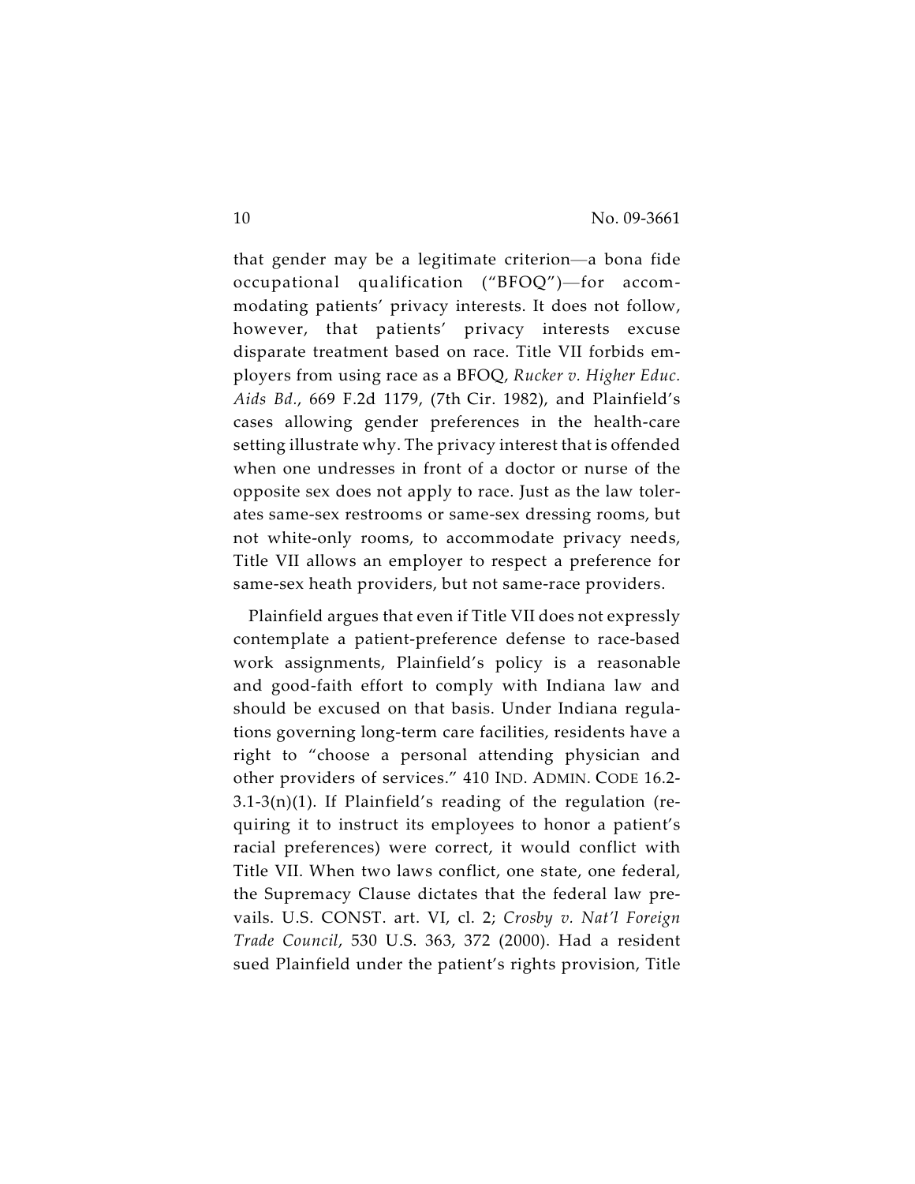that gender may be a legitimate criterion—a bona fide occupational qualification ("BFOQ")—for accommodating patients' privacy interests. It does not follow, however, that patients' privacy interests excuse disparate treatment based on race. Title VII forbids employers from using race as a BFOQ, *Rucker v. Higher Educ. Aids Bd.*, 669 F.2d 1179, (7th Cir. 1982), and Plainfield's cases allowing gender preferences in the health-care setting illustrate why. The privacy interest that is offended when one undresses in front of a doctor or nurse of the opposite sex does not apply to race. Just as the law tolerates same-sex restrooms or same-sex dressing rooms, but not white-only rooms, to accommodate privacy needs, Title VII allows an employer to respect a preference for same-sex heath providers, but not same-race providers.

Plainfield argues that even if Title VII does not expressly contemplate a patient-preference defense to race-based work assignments, Plainfield's policy is a reasonable and good-faith effort to comply with Indiana law and should be excused on that basis. Under Indiana regulations governing long-term care facilities, residents have a right to "choose a personal attending physician and other providers of services." 410 IND. ADMIN. CODE 16.2-3.1-3(n)(1). If Plainfield's reading of the regulation (requiring it to instruct its employees to honor a patient's racial preferences) were correct, it would conflict with Title VII. When two laws conflict, one state, one federal, the Supremacy Clause dictates that the federal law prevails. U.S. CONST. art. VI, cl. 2; *Crosby v. Nat'l Foreign Trade Council*, 530 U.S. 363, 372 (2000). Had a resident sued Plainfield under the patient's rights provision, Title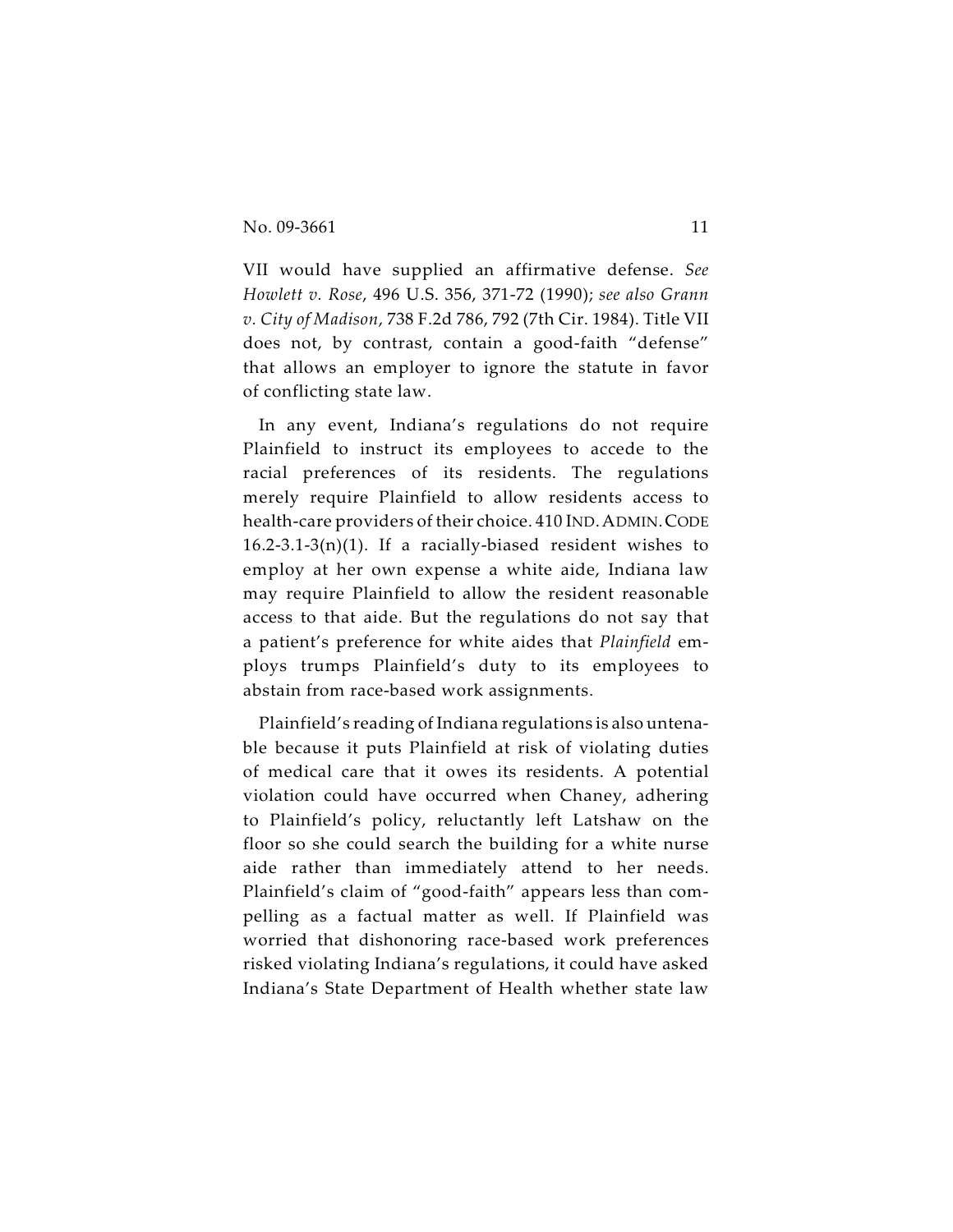VII would have supplied an affirmative defense. *See Howlett v. Rose*, 496 U.S. 356, 371-72 (1990); *see also Grann v. City of Madison*, 738 F.2d 786, 792 (7th Cir. 1984). Title VII does not, by contrast, contain a good-faith "defense" that allows an employer to ignore the statute in favor of conflicting state law.

In any event, Indiana's regulations do not require Plainfield to instruct its employees to accede to the racial preferences of its residents. The regulations merely require Plainfield to allow residents access to health-care providers of their choice. 410 IND. ADMIN. CODE 16.2-3.1-3(n)(1). If a racially-biased resident wishes to employ at her own expense a white aide, Indiana law may require Plainfield to allow the resident reasonable access to that aide. But the regulations do not say that a patient's preference for white aides that *Plainfield* employs trumps Plainfield's duty to its employees to abstain from race-based work assignments.

Plainfield's reading of Indiana regulations is also untenable because it puts Plainfield at risk of violating duties of medical care that it owes its residents. A potential violation could have occurred when Chaney, adhering to Plainfield's policy, reluctantly left Latshaw on the floor so she could search the building for a white nurse aide rather than immediately attend to her needs. Plainfield's claim of "good-faith" appears less than compelling as a factual matter as well. If Plainfield was worried that dishonoring race-based work preferences risked violating Indiana's regulations, it could have asked Indiana's State Department of Health whether state law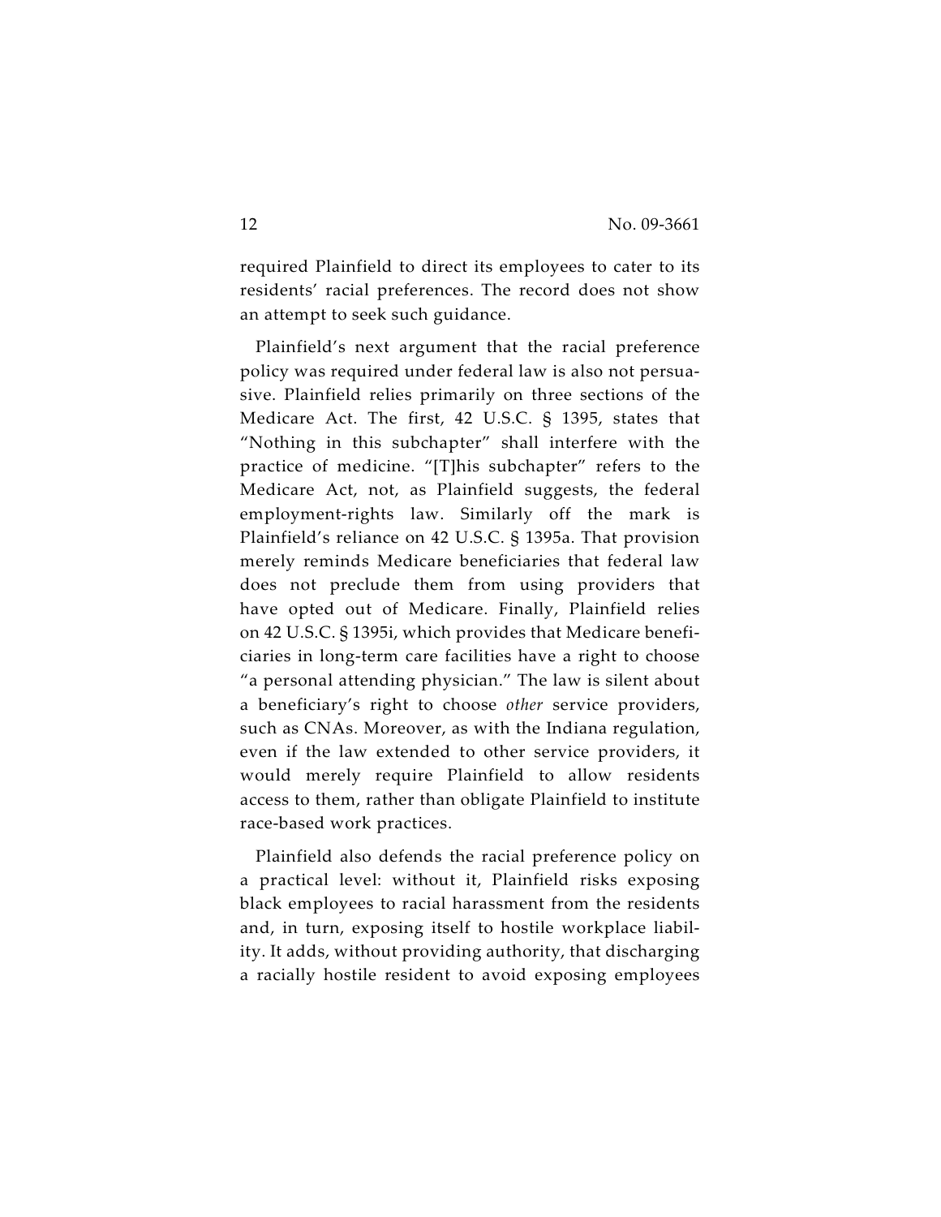required Plainfield to direct its employees to cater to its residents' racial preferences. The record does not show an attempt to seek such guidance.

Plainfield's next argument that the racial preference policy was required under federal law is also not persuasive. Plainfield relies primarily on three sections of the Medicare Act. The first, 42 U.S.C. § 1395, states that "Nothing in this subchapter" shall interfere with the practice of medicine. "[T]his subchapter" refers to the Medicare Act, not, as Plainfield suggests, the federal employment-rights law. Similarly off the mark is Plainfield's reliance on 42 U.S.C. § 1395a. That provision merely reminds Medicare beneficiaries that federal law does not preclude them from using providers that have opted out of Medicare. Finally, Plainfield relies on 42 U.S.C. § 1395i, which provides that Medicare beneficiaries in long-term care facilities have a right to choose "a personal attending physician." The law is silent about a beneficiary's right to choose *other* service providers, such as CNAs. Moreover, as with the Indiana regulation, even if the law extended to other service providers, it would merely require Plainfield to allow residents access to them, rather than obligate Plainfield to institute race-based work practices.

Plainfield also defends the racial preference policy on a practical level: without it, Plainfield risks exposing black employees to racial harassment from the residents and, in turn, exposing itself to hostile workplace liability. It adds, without providing authority, that discharging a racially hostile resident to avoid exposing employees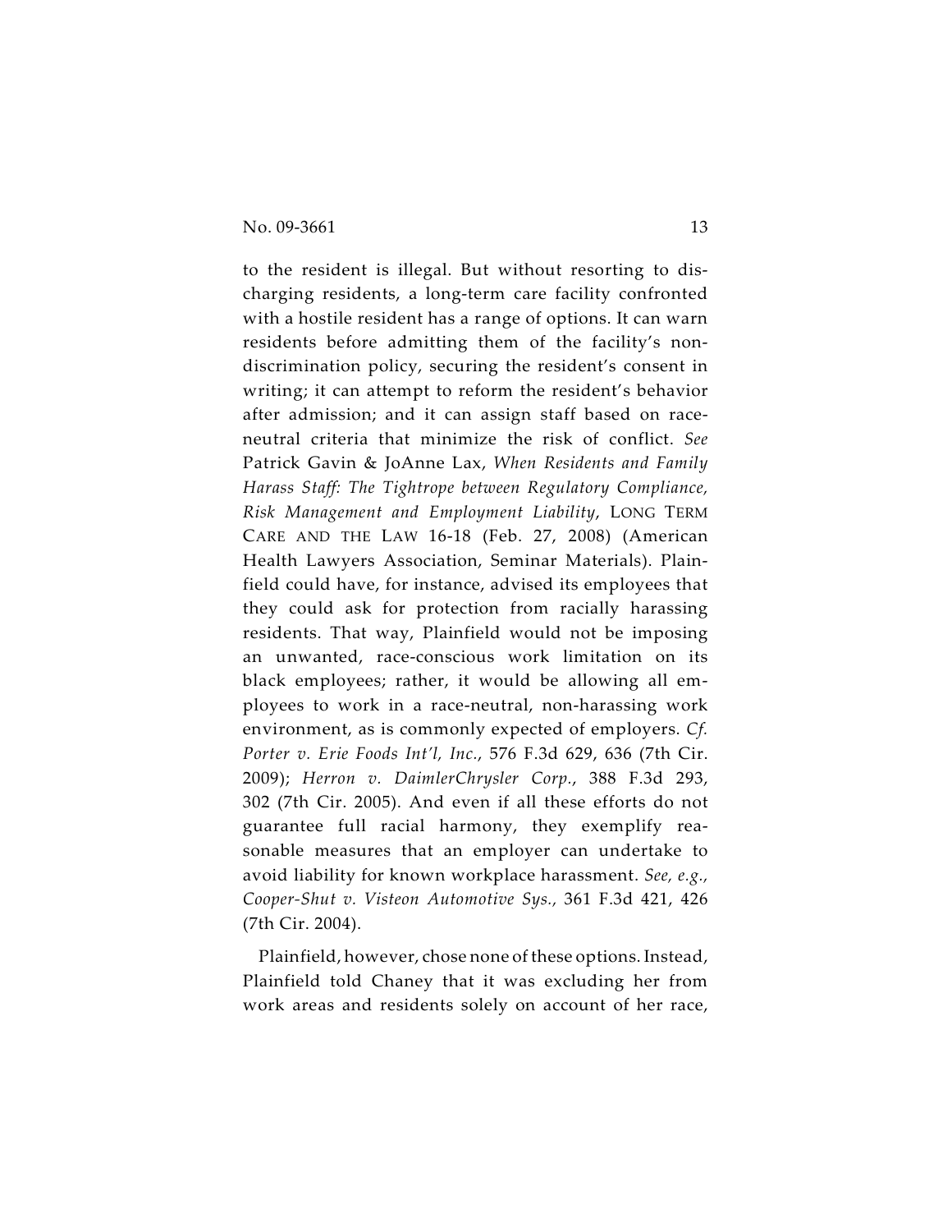to the resident is illegal. But without resorting to discharging residents, a long-term care facility confronted with a hostile resident has a range of options. It can warn residents before admitting them of the facility's non-discrimination policy, securing the resident's consent in writing; it can attempt to reform the resident's behavior after admission; and it can assign staff based on race-neutral criteria that minimize the risk of conflict. *See* Patrick Gavin & JoAnne Lax, *When Residents and Family Harass Staff: The Tightrope between Regulatory Compliance, Risk Management and Employment Liability*, LONG TERM CARE AND THE LAW 16-18 (Feb. 27, 2008) (American Health Lawyers Association, Seminar Materials). Plainfield could have, for instance, advised its employees that they could ask for protection from racially harassing residents. That way, Plainfield would not be imposing an unwanted, race-conscious work limitation on its black employees; rather, it would be allowing all employees to work in a race-neutral, non-harassing work environment, as is commonly expected of employers. *Cf. Porter v. Erie Foods Int'l, Inc.*, 576 F.3d 629, 636 (7th Cir. 2009); *Herron v. DaimlerChrysler Corp.*, 388 F.3d 293, 302 (7th Cir. 2005). And even if all these efforts do not guarantee full racial harmony, they exemplify reasonable measures that an employer can undertake to avoid liability for known workplace harassment. *See, e.g., Cooper-Shut v. Visteon Automotive Sys.*, 361 F.3d 421, 426 (7th Cir. 2004).

Plainfield, however, chose none of these options. Instead, Plainfield told Chaney that it was excluding her from work areas and residents solely on account of her race,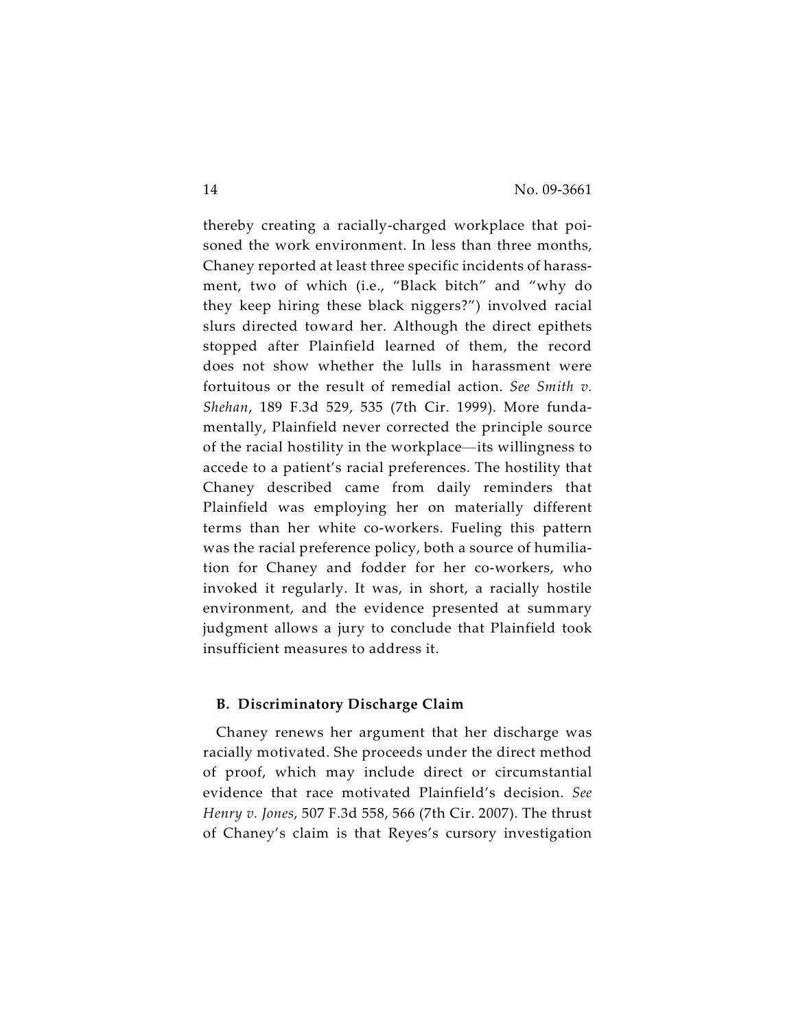thereby creating a racially-charged workplace that poisoned the work environment. In less than three months, Chaney reported at least three specific incidents of harassment, two of which (i.e., "Black bitch" and "why do they keep hiring these black niggers?") involved racial slurs directed toward her. Although the direct epithets stopped after Plainfield learned of them, the record does not show whether the lulls in harassment were fortuitous or the result of remedial action. *See Smith v. Shehan*, 189 F.3d 529, 535 (7th Cir. 1999). More fundamentally, Plainfield never corrected the principle source of the racial hostility in the workplace—its willingness to accede to a patient's racial preferences. The hostility that Chaney described came from daily reminders that Plainfield was employing her on materially different terms than her white co-workers. Fueling this pattern was the racial preference policy, both a source of humiliation for Chaney and fodder for her co-workers, who invoked it regularly. It was, in short, a racially hostile environment, and the evidence presented at summary judgment allows a jury to conclude that Plainfield took insufficient measures to address it.

### B. Discriminatory Discharge Claim

Chaney renews her argument that her discharge was racially motivated. She proceeds under the direct method of proof, which may include direct or circumstantial evidence that race motivated Plainfield's decision. *See Henry v. Jones*, 507 F.3d 558, 566 (7th Cir. 2007). The thrust of Chaney's claim is that Reyes's cursory investigation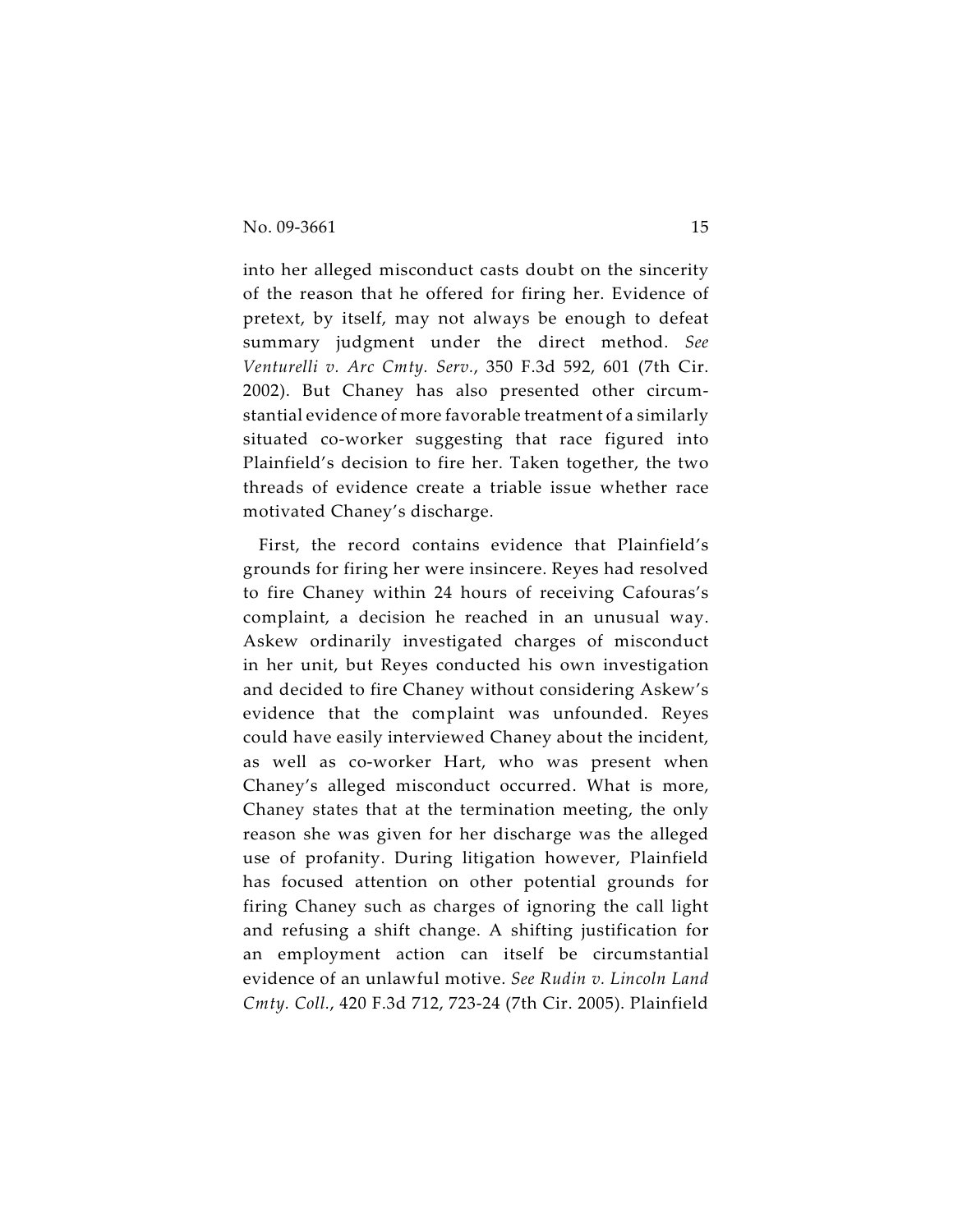into her alleged misconduct casts doubt on the sincerity of the reason that he offered for firing her. Evidence of pretext, by itself, may not always be enough to defeat summary judgment under the direct method. *See Venturelli v. Arc Cmty. Serv.*, 350 F.3d 592, 601 (7th Cir. 2002). But Chaney has also presented other circumstantial evidence of more favorable treatment of a similarly situated co-worker suggesting that race figured into Plainfield's decision to fire her. Taken together, the two threads of evidence create a triable issue whether race motivated Chaney's discharge.

First, the record contains evidence that Plainfield's grounds for firing her were insincere. Reyes had resolved to fire Chaney within 24 hours of receiving Cafouras's complaint, a decision he reached in an unusual way. Askew ordinarily investigated charges of misconduct in her unit, but Reyes conducted his own investigation and decided to fire Chaney without considering Askew's evidence that the complaint was unfounded. Reyes could have easily interviewed Chaney about the incident, as well as co-worker Hart, who was present when Chaney's alleged misconduct occurred. What is more, Chaney states that at the termination meeting, the only reason she was given for her discharge was the alleged use of profanity. During litigation however, Plainfield has focused attention on other potential grounds for firing Chaney such as charges of ignoring the call light and refusing a shift change. A shifting justification for an employment action can itself be circumstantial evidence of an unlawful motive. *See Rudin v. Lincoln Land Cmty. Coll.*, 420 F.3d 712, 723-24 (7th Cir. 2005). Plainfield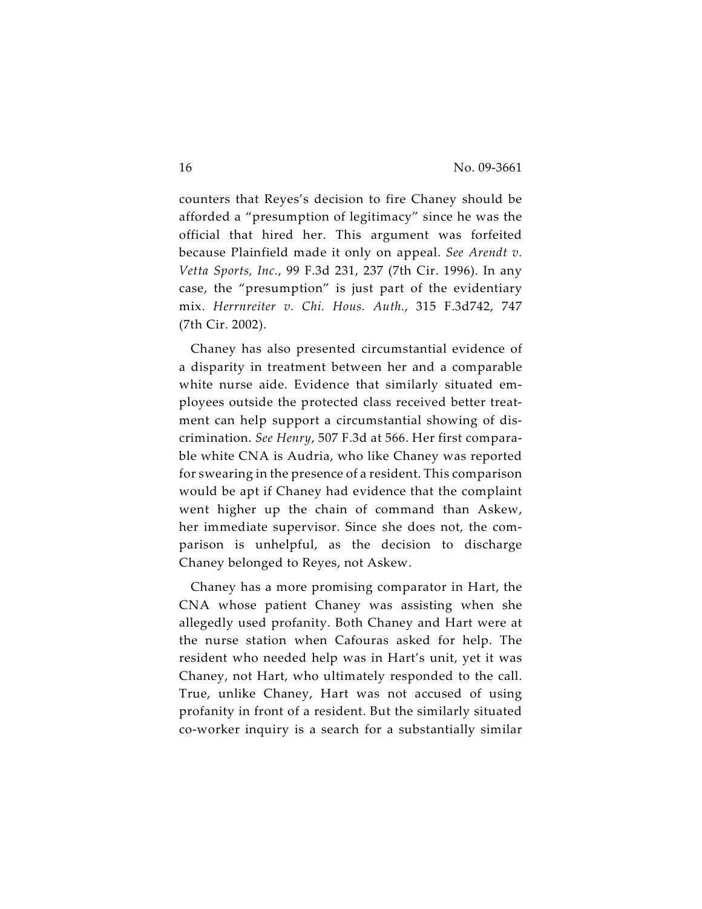counters that Reyes's decision to fire Chaney should be afforded a "presumption of legitimacy" since he was the official that hired her. This argument was forfeited because Plainfield made it only on appeal. *See Arendt v. Vetta Sports, Inc.*, 99 F.3d 231, 237 (7th Cir. 1996). In any case, the "presumption" is just part of the evidentiary mix. *Herrnreiter v. Chi. Hous. Auth.*, 315 F.3d742, 747 (7th Cir. 2002).

Chaney has also presented circumstantial evidence of a disparity in treatment between her and a comparable white nurse aide. Evidence that similarly situated employees outside the protected class received better treatment can help support a circumstantial showing of discrimination. *See Henry*, 507 F.3d at 566. Her first comparable white CNA is Audria, who like Chaney was reported for swearing in the presence of a resident. This comparison would be apt if Chaney had evidence that the complaint went higher up the chain of command than Askew, her immediate supervisor. Since she does not, the comparison is unhelpful, as the decision to discharge Chaney belonged to Reyes, not Askew.

Chaney has a more promising comparator in Hart, the CNA whose patient Chaney was assisting when she allegedly used profanity. Both Chaney and Hart were at the nurse station when Cafouras asked for help. The resident who needed help was in Hart's unit, yet it was Chaney, not Hart, who ultimately responded to the call. True, unlike Chaney, Hart was not accused of using profanity in front of a resident. But the similarly situated co-worker inquiry is a search for a substantially similar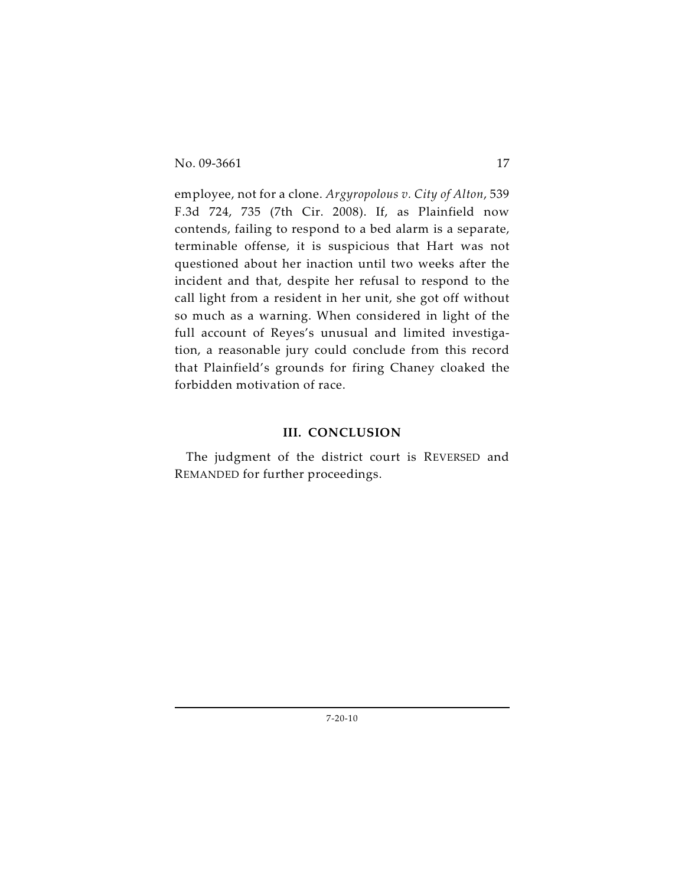employee, not for a clone. *Argyropolous v. City of Alton*, 539 F.3d 724, 735 (7th Cir. 2008). If, as Plainfield now contends, failing to respond to a bed alarm is a separate, terminable offense, it is suspicious that Hart was not questioned about her inaction until two weeks after the incident and that, despite her refusal to respond to the call light from a resident in her unit, she got off without so much as a warning. When considered in light of the full account of Reyes's unusual and limited investigation, a reasonable jury could conclude from this record that Plainfield's grounds for firing Chaney cloaked the forbidden motivation of race.

### III. CONCLUSION

The judgment of the district court is REVERSED and REMANDED for further proceedings.

7-20-10